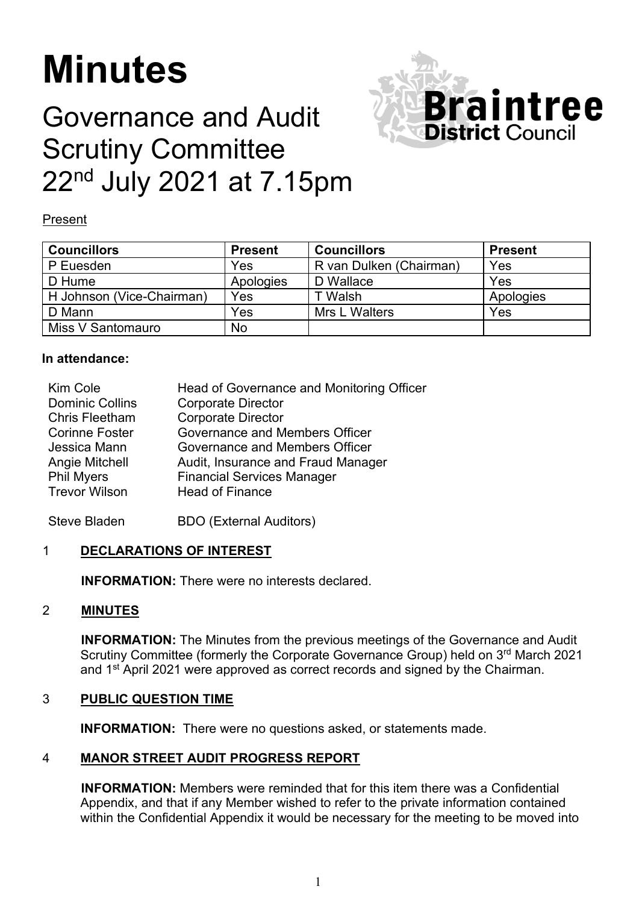# Minutes

## Governance and Audit Scrutiny Committee 22nd July 2021 at 7.15pm

Present

| Councillors | Present | Councillors | Present |
|---|---|---|---|
| P Euesden | Yes | R van Dulken (Chairman) | Yes |
| D Hume | Apologies | D Wallace | Yes |
| H Johnson (Vice-Chairman) | Yes | T Walsh | Apologies |
| D Mann | Yes | Mrs L Walters | Yes |
| Miss V Santomauro | No | | |

**In attendance:**

| | |
|---|---|
| Kim Cole | Head of Governance and Monitoring Officer |
| Dominic Collins | Corporate Director |
| Chris Fleetham | Corporate Director |
| Corinne Foster | Governance and Members Officer |
| Jessica Mann | Governance and Members Officer |
| Angie Mitchell | Audit, Insurance and Fraud Manager |
| Phil Myers | Financial Services Manager |
| Trevor Wilson | Head of Finance |
| Steve Bladen | BDO (External Auditors) |

### 1 DECLARATIONS OF INTEREST

**INFORMATION:** There were no interests declared.

### 2 MINUTES

**INFORMATION:** The Minutes from the previous meetings of the Governance and Audit Scrutiny Committee (formerly the Corporate Governance Group) held on 3rd March 2021 and 1st April 2021 were approved as correct records and signed by the Chairman.

### 3 PUBLIC QUESTION TIME

**INFORMATION:** There were no questions asked, or statements made.

### 4 MANOR STREET AUDIT PROGRESS REPORT

**INFORMATION:** Members were reminded that for this item there was a Confidential Appendix, and that if any Member wished to refer to the private information contained within the Confidential Appendix it would be necessary for the meeting to be moved into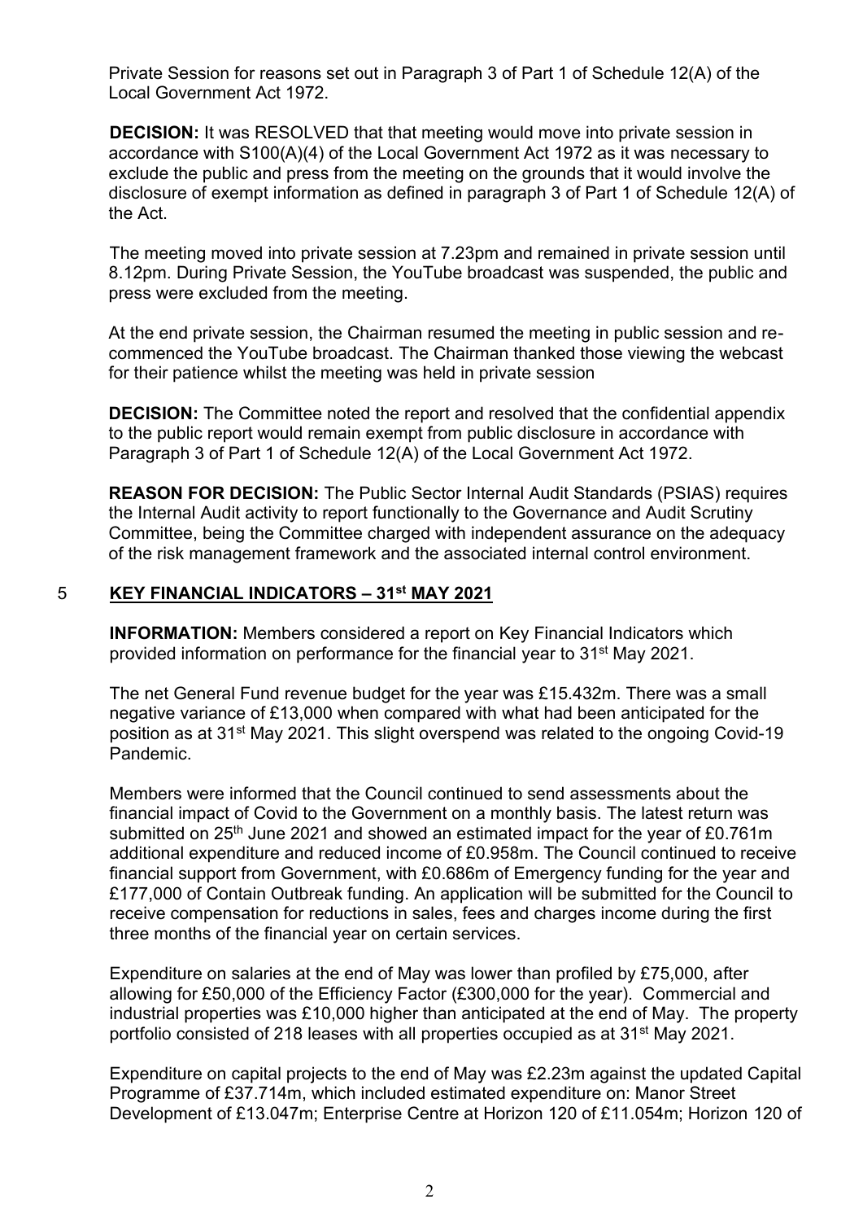Private Session for reasons set out in Paragraph 3 of Part 1 of Schedule 12(A) of the Local Government Act 1972.

**DECISION:** It was RESOLVED that that meeting would move into private session in accordance with S100(A)(4) of the Local Government Act 1972 as it was necessary to exclude the public and press from the meeting on the grounds that it would involve the disclosure of exempt information as defined in paragraph 3 of Part 1 of Schedule 12(A) of the Act.

The meeting moved into private session at 7.23pm and remained in private session until 8.12pm. During Private Session, the YouTube broadcast was suspended, the public and press were excluded from the meeting.

At the end private session, the Chairman resumed the meeting in public session and re-commenced the YouTube broadcast. The Chairman thanked those viewing the webcast for their patience whilst the meeting was held in private session

**DECISION:** The Committee noted the report and resolved that the confidential appendix to the public report would remain exempt from public disclosure in accordance with Paragraph 3 of Part 1 of Schedule 12(A) of the Local Government Act 1972.

**REASON FOR DECISION:** The Public Sector Internal Audit Standards (PSIAS) requires the Internal Audit activity to report functionally to the Governance and Audit Scrutiny Committee, being the Committee charged with independent assurance on the adequacy of the risk management framework and the associated internal control environment.

## 5 KEY FINANCIAL INDICATORS – 31st MAY 2021

**INFORMATION:** Members considered a report on Key Financial Indicators which provided information on performance for the financial year to 31st May 2021.

The net General Fund revenue budget for the year was £15.432m. There was a small negative variance of £13,000 when compared with what had been anticipated for the position as at 31st May 2021. This slight overspend was related to the ongoing Covid-19 Pandemic.

Members were informed that the Council continued to send assessments about the financial impact of Covid to the Government on a monthly basis. The latest return was submitted on 25th June 2021 and showed an estimated impact for the year of £0.761m additional expenditure and reduced income of £0.958m. The Council continued to receive financial support from Government, with £0.686m of Emergency funding for the year and £177,000 of Contain Outbreak funding. An application will be submitted for the Council to receive compensation for reductions in sales, fees and charges income during the first three months of the financial year on certain services.

Expenditure on salaries at the end of May was lower than profiled by £75,000, after allowing for £50,000 of the Efficiency Factor (£300,000 for the year). Commercial and industrial properties was £10,000 higher than anticipated at the end of May. The property portfolio consisted of 218 leases with all properties occupied as at 31st May 2021.

Expenditure on capital projects to the end of May was £2.23m against the updated Capital Programme of £37.714m, which included estimated expenditure on: Manor Street Development of £13.047m; Enterprise Centre at Horizon 120 of £11.054m; Horizon 120 of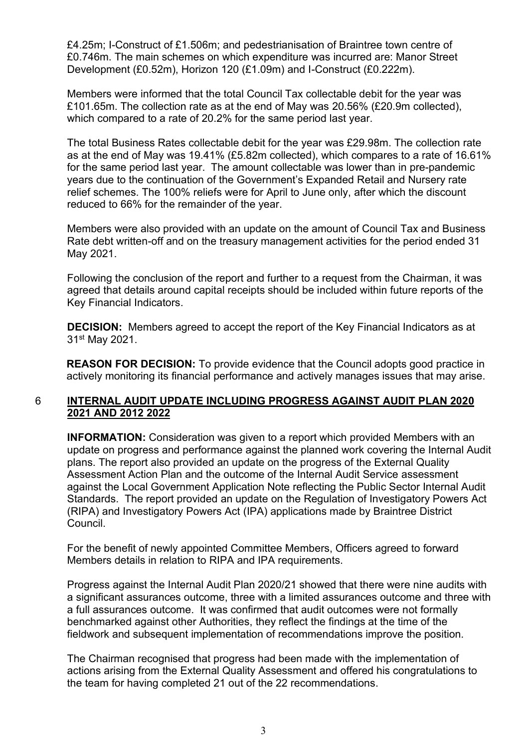£4.25m; I-Construct of £1.506m; and pedestrianisation of Braintree town centre of £0.746m. The main schemes on which expenditure was incurred are: Manor Street Development (£0.52m), Horizon 120 (£1.09m) and I-Construct (£0.222m).

Members were informed that the total Council Tax collectable debit for the year was £101.65m. The collection rate as at the end of May was 20.56% (£20.9m collected), which compared to a rate of 20.2% for the same period last year.

The total Business Rates collectable debit for the year was £29.98m. The collection rate as at the end of May was 19.41% (£5.82m collected), which compares to a rate of 16.61% for the same period last year. The amount collectable was lower than in pre-pandemic years due to the continuation of the Government's Expanded Retail and Nursery rate relief schemes. The 100% reliefs were for April to June only, after which the discount reduced to 66% for the remainder of the year.

Members were also provided with an update on the amount of Council Tax and Business Rate debt written-off and on the treasury management activities for the period ended 31 May 2021.

Following the conclusion of the report and further to a request from the Chairman, it was agreed that details around capital receipts should be included within future reports of the Key Financial Indicators.

**DECISION:** Members agreed to accept the report of the Key Financial Indicators as at 31st May 2021.

**REASON FOR DECISION:** To provide evidence that the Council adopts good practice in actively monitoring its financial performance and actively manages issues that may arise.

## 6 INTERNAL AUDIT UPDATE INCLUDING PROGRESS AGAINST AUDIT PLAN 2020 2021 AND 2012 2022

**INFORMATION:** Consideration was given to a report which provided Members with an update on progress and performance against the planned work covering the Internal Audit plans. The report also provided an update on the progress of the External Quality Assessment Action Plan and the outcome of the Internal Audit Service assessment against the Local Government Application Note reflecting the Public Sector Internal Audit Standards. The report provided an update on the Regulation of Investigatory Powers Act (RIPA) and Investigatory Powers Act (IPA) applications made by Braintree District Council.

For the benefit of newly appointed Committee Members, Officers agreed to forward Members details in relation to RIPA and IPA requirements.

Progress against the Internal Audit Plan 2020/21 showed that there were nine audits with a significant assurances outcome, three with a limited assurances outcome and three with a full assurances outcome. It was confirmed that audit outcomes were not formally benchmarked against other Authorities, they reflect the findings at the time of the fieldwork and subsequent implementation of recommendations improve the position.

The Chairman recognised that progress had been made with the implementation of actions arising from the External Quality Assessment and offered his congratulations to the team for having completed 21 out of the 22 recommendations.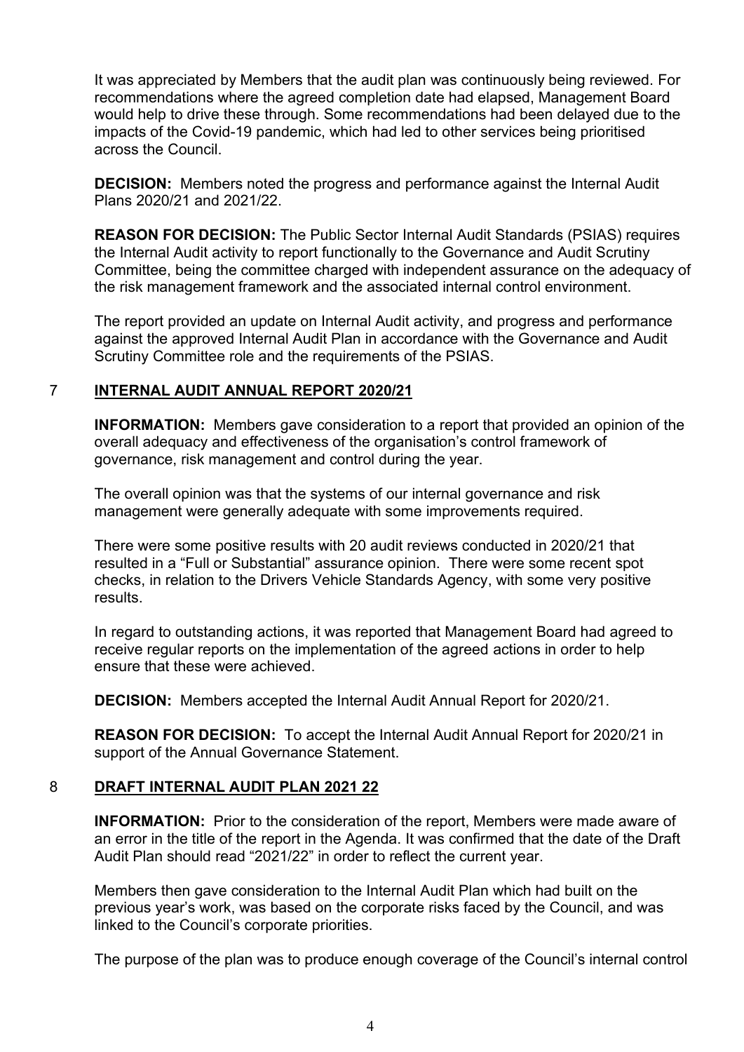It was appreciated by Members that the audit plan was continuously being reviewed. For recommendations where the agreed completion date had elapsed, Management Board would help to drive these through. Some recommendations had been delayed due to the impacts of the Covid-19 pandemic, which had led to other services being prioritised across the Council.

**DECISION:** Members noted the progress and performance against the Internal Audit Plans 2020/21 and 2021/22.

**REASON FOR DECISION:** The Public Sector Internal Audit Standards (PSIAS) requires the Internal Audit activity to report functionally to the Governance and Audit Scrutiny Committee, being the committee charged with independent assurance on the adequacy of the risk management framework and the associated internal control environment.

The report provided an update on Internal Audit activity, and progress and performance against the approved Internal Audit Plan in accordance with the Governance and Audit Scrutiny Committee role and the requirements of the PSIAS.

## 7 <u>INTERNAL AUDIT ANNUAL REPORT 2020/21</u>

**INFORMATION:** Members gave consideration to a report that provided an opinion of the overall adequacy and effectiveness of the organisation's control framework of governance, risk management and control during the year.

The overall opinion was that the systems of our internal governance and risk management were generally adequate with some improvements required.

There were some positive results with 20 audit reviews conducted in 2020/21 that resulted in a "Full or Substantial" assurance opinion. There were some recent spot checks, in relation to the Drivers Vehicle Standards Agency, with some very positive results.

In regard to outstanding actions, it was reported that Management Board had agreed to receive regular reports on the implementation of the agreed actions in order to help ensure that these were achieved.

**DECISION:** Members accepted the Internal Audit Annual Report for 2020/21.

**REASON FOR DECISION:** To accept the Internal Audit Annual Report for 2020/21 in support of the Annual Governance Statement.

## 8 <u>DRAFT INTERNAL AUDIT PLAN 2021 22</u>

**INFORMATION:** Prior to the consideration of the report, Members were made aware of an error in the title of the report in the Agenda. It was confirmed that the date of the Draft Audit Plan should read "2021/22" in order to reflect the current year.

Members then gave consideration to the Internal Audit Plan which had built on the previous year's work, was based on the corporate risks faced by the Council, and was linked to the Council's corporate priorities.

The purpose of the plan was to produce enough coverage of the Council's internal control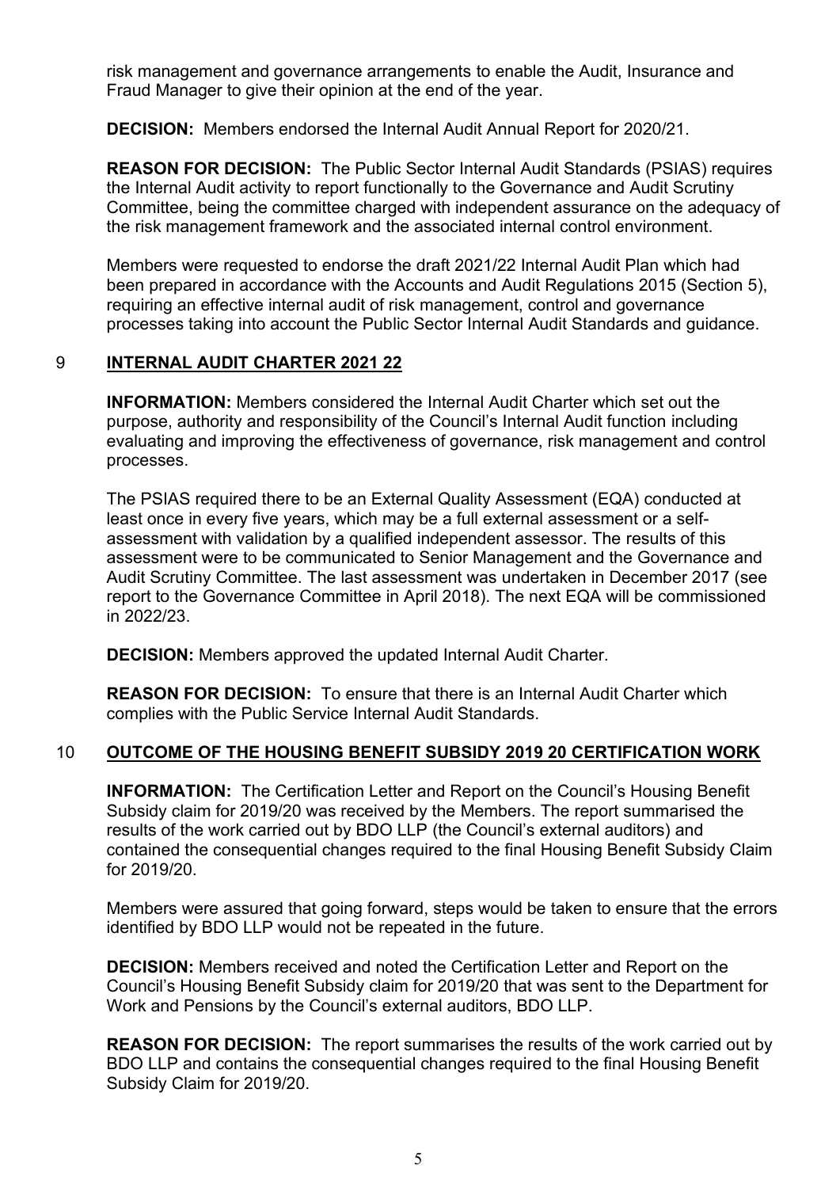risk management and governance arrangements to enable the Audit, Insurance and Fraud Manager to give their opinion at the end of the year.

**DECISION:** Members endorsed the Internal Audit Annual Report for 2020/21.

**REASON FOR DECISION:** The Public Sector Internal Audit Standards (PSIAS) requires the Internal Audit activity to report functionally to the Governance and Audit Scrutiny Committee, being the committee charged with independent assurance on the adequacy of the risk management framework and the associated internal control environment.

Members were requested to endorse the draft 2021/22 Internal Audit Plan which had been prepared in accordance with the Accounts and Audit Regulations 2015 (Section 5), requiring an effective internal audit of risk management, control and governance processes taking into account the Public Sector Internal Audit Standards and guidance.

## 9 INTERNAL AUDIT CHARTER 2021 22

**INFORMATION:** Members considered the Internal Audit Charter which set out the purpose, authority and responsibility of the Council's Internal Audit function including evaluating and improving the effectiveness of governance, risk management and control processes.

The PSIAS required there to be an External Quality Assessment (EQA) conducted at least once in every five years, which may be a full external assessment or a self-assessment with validation by a qualified independent assessor. The results of this assessment were to be communicated to Senior Management and the Governance and Audit Scrutiny Committee. The last assessment was undertaken in December 2017 (see report to the Governance Committee in April 2018). The next EQA will be commissioned in 2022/23.

**DECISION:** Members approved the updated Internal Audit Charter.

**REASON FOR DECISION:** To ensure that there is an Internal Audit Charter which complies with the Public Service Internal Audit Standards.

## 10 OUTCOME OF THE HOUSING BENEFIT SUBSIDY 2019 20 CERTIFICATION WORK

**INFORMATION:** The Certification Letter and Report on the Council's Housing Benefit Subsidy claim for 2019/20 was received by the Members. The report summarised the results of the work carried out by BDO LLP (the Council's external auditors) and contained the consequential changes required to the final Housing Benefit Subsidy Claim for 2019/20.

Members were assured that going forward, steps would be taken to ensure that the errors identified by BDO LLP would not be repeated in the future.

**DECISION:** Members received and noted the Certification Letter and Report on the Council's Housing Benefit Subsidy claim for 2019/20 that was sent to the Department for Work and Pensions by the Council's external auditors, BDO LLP.

**REASON FOR DECISION:** The report summarises the results of the work carried out by BDO LLP and contains the consequential changes required to the final Housing Benefit Subsidy Claim for 2019/20.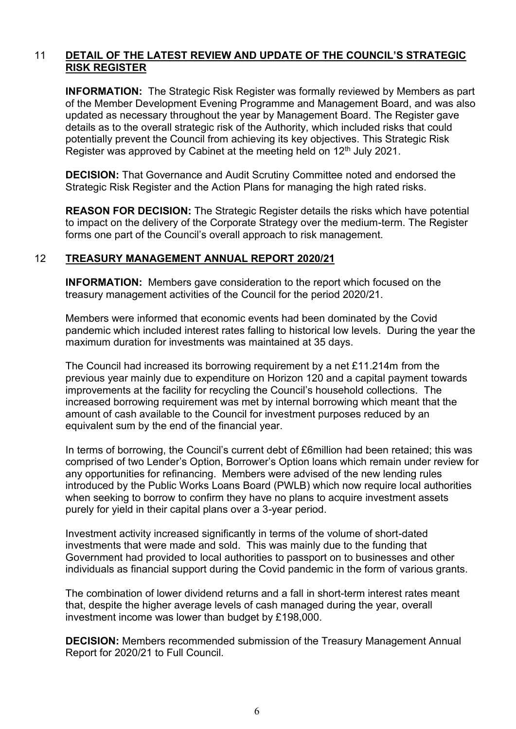## 11 DETAIL OF THE LATEST REVIEW AND UPDATE OF THE COUNCIL'S STRATEGIC RISK REGISTER

**INFORMATION:** The Strategic Risk Register was formally reviewed by Members as part of the Member Development Evening Programme and Management Board, and was also updated as necessary throughout the year by Management Board. The Register gave details as to the overall strategic risk of the Authority, which included risks that could potentially prevent the Council from achieving its key objectives. This Strategic Risk Register was approved by Cabinet at the meeting held on 12th July 2021.

**DECISION:** That Governance and Audit Scrutiny Committee noted and endorsed the Strategic Risk Register and the Action Plans for managing the high rated risks.

**REASON FOR DECISION:** The Strategic Register details the risks which have potential to impact on the delivery of the Corporate Strategy over the medium-term. The Register forms one part of the Council's overall approach to risk management.

## 12 TREASURY MANAGEMENT ANNUAL REPORT 2020/21

**INFORMATION:** Members gave consideration to the report which focused on the treasury management activities of the Council for the period 2020/21.

Members were informed that economic events had been dominated by the Covid pandemic which included interest rates falling to historical low levels. During the year the maximum duration for investments was maintained at 35 days.

The Council had increased its borrowing requirement by a net £11.214m from the previous year mainly due to expenditure on Horizon 120 and a capital payment towards improvements at the facility for recycling the Council's household collections. The increased borrowing requirement was met by internal borrowing which meant that the amount of cash available to the Council for investment purposes reduced by an equivalent sum by the end of the financial year.

In terms of borrowing, the Council's current debt of £6million had been retained; this was comprised of two Lender's Option, Borrower's Option loans which remain under review for any opportunities for refinancing. Members were advised of the new lending rules introduced by the Public Works Loans Board (PWLB) which now require local authorities when seeking to borrow to confirm they have no plans to acquire investment assets purely for yield in their capital plans over a 3-year period.

Investment activity increased significantly in terms of the volume of short-dated investments that were made and sold. This was mainly due to the funding that Government had provided to local authorities to passport on to businesses and other individuals as financial support during the Covid pandemic in the form of various grants.

The combination of lower dividend returns and a fall in short-term interest rates meant that, despite the higher average levels of cash managed during the year, overall investment income was lower than budget by £198,000.

**DECISION:** Members recommended submission of the Treasury Management Annual Report for 2020/21 to Full Council.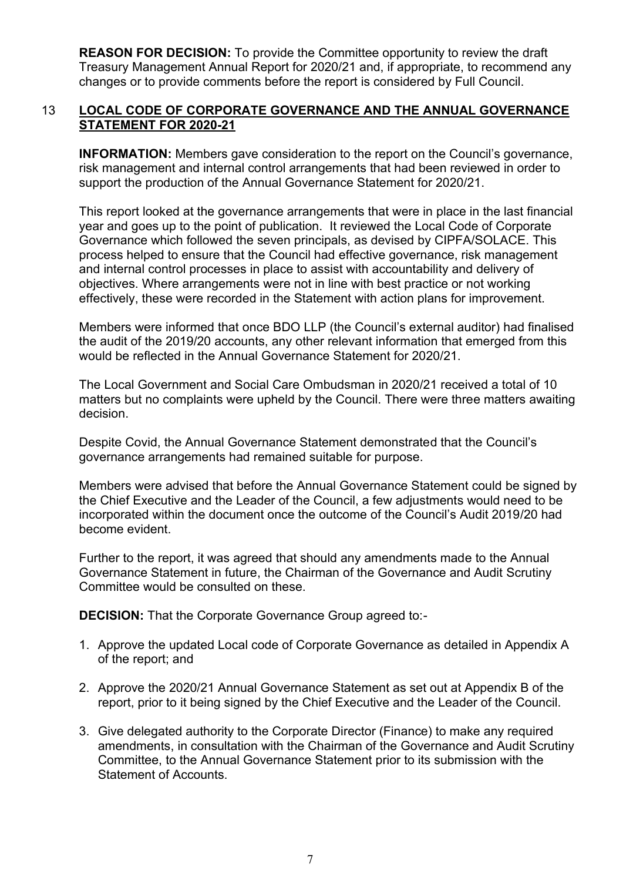**REASON FOR DECISION:** To provide the Committee opportunity to review the draft Treasury Management Annual Report for 2020/21 and, if appropriate, to recommend any changes or to provide comments before the report is considered by Full Council.

## 13 LOCAL CODE OF CORPORATE GOVERNANCE AND THE ANNUAL GOVERNANCE STATEMENT FOR 2020-21

**INFORMATION:** Members gave consideration to the report on the Council's governance, risk management and internal control arrangements that had been reviewed in order to support the production of the Annual Governance Statement for 2020/21.

This report looked at the governance arrangements that were in place in the last financial year and goes up to the point of publication. It reviewed the Local Code of Corporate Governance which followed the seven principals, as devised by CIPFA/SOLACE. This process helped to ensure that the Council had effective governance, risk management and internal control processes in place to assist with accountability and delivery of objectives. Where arrangements were not in line with best practice or not working effectively, these were recorded in the Statement with action plans for improvement.

Members were informed that once BDO LLP (the Council's external auditor) had finalised the audit of the 2019/20 accounts, any other relevant information that emerged from this would be reflected in the Annual Governance Statement for 2020/21.

The Local Government and Social Care Ombudsman in 2020/21 received a total of 10 matters but no complaints were upheld by the Council. There were three matters awaiting decision.

Despite Covid, the Annual Governance Statement demonstrated that the Council's governance arrangements had remained suitable for purpose.

Members were advised that before the Annual Governance Statement could be signed by the Chief Executive and the Leader of the Council, a few adjustments would need to be incorporated within the document once the outcome of the Council's Audit 2019/20 had become evident.

Further to the report, it was agreed that should any amendments made to the Annual Governance Statement in future, the Chairman of the Governance and Audit Scrutiny Committee would be consulted on these.

**DECISION:** That the Corporate Governance Group agreed to:-

1. Approve the updated Local code of Corporate Governance as detailed in Appendix A of the report; and
2. Approve the 2020/21 Annual Governance Statement as set out at Appendix B of the report, prior to it being signed by the Chief Executive and the Leader of the Council.
3. Give delegated authority to the Corporate Director (Finance) to make any required amendments, in consultation with the Chairman of the Governance and Audit Scrutiny Committee, to the Annual Governance Statement prior to its submission with the Statement of Accounts.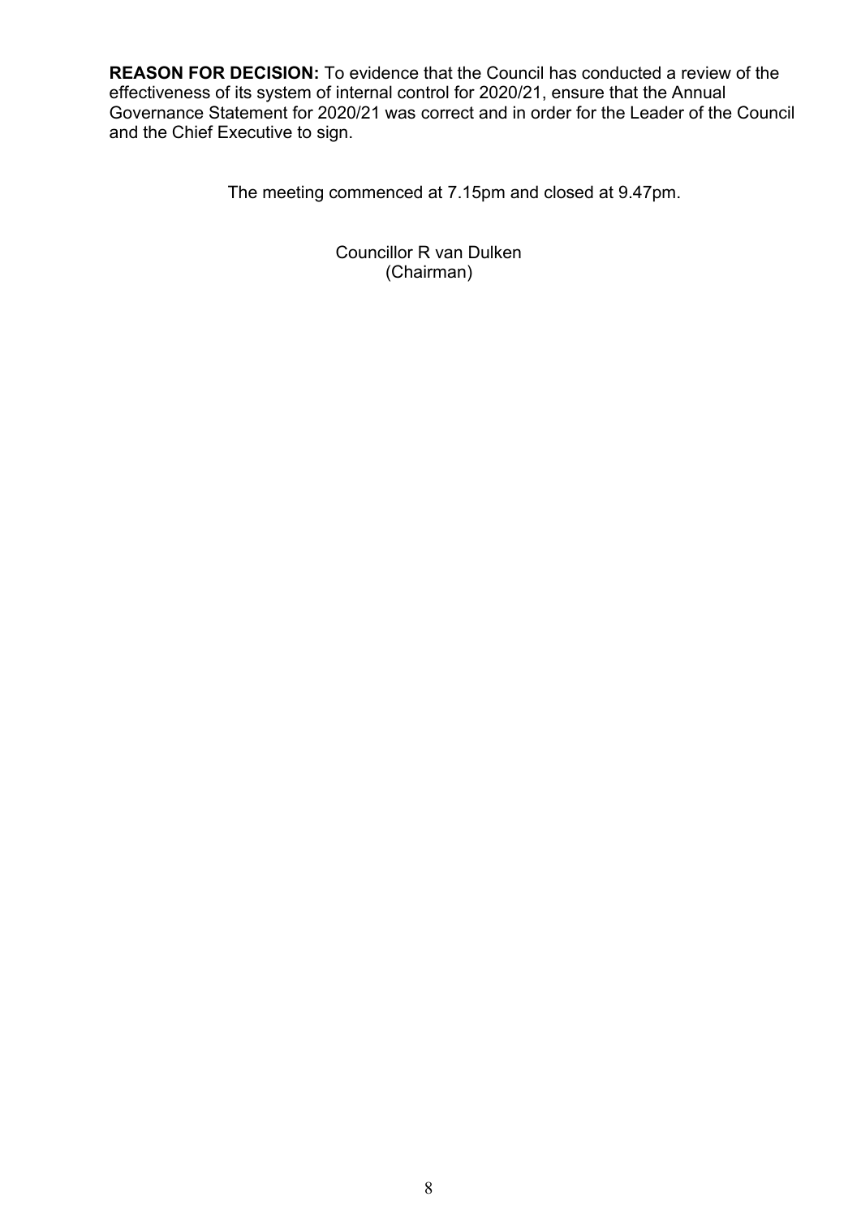**REASON FOR DECISION:** To evidence that the Council has conducted a review of the effectiveness of its system of internal control for 2020/21, ensure that the Annual Governance Statement for 2020/21 was correct and in order for the Leader of the Council and the Chief Executive to sign.

The meeting commenced at 7.15pm and closed at 9.47pm.

Councillor R van Dulken
(Chairman)